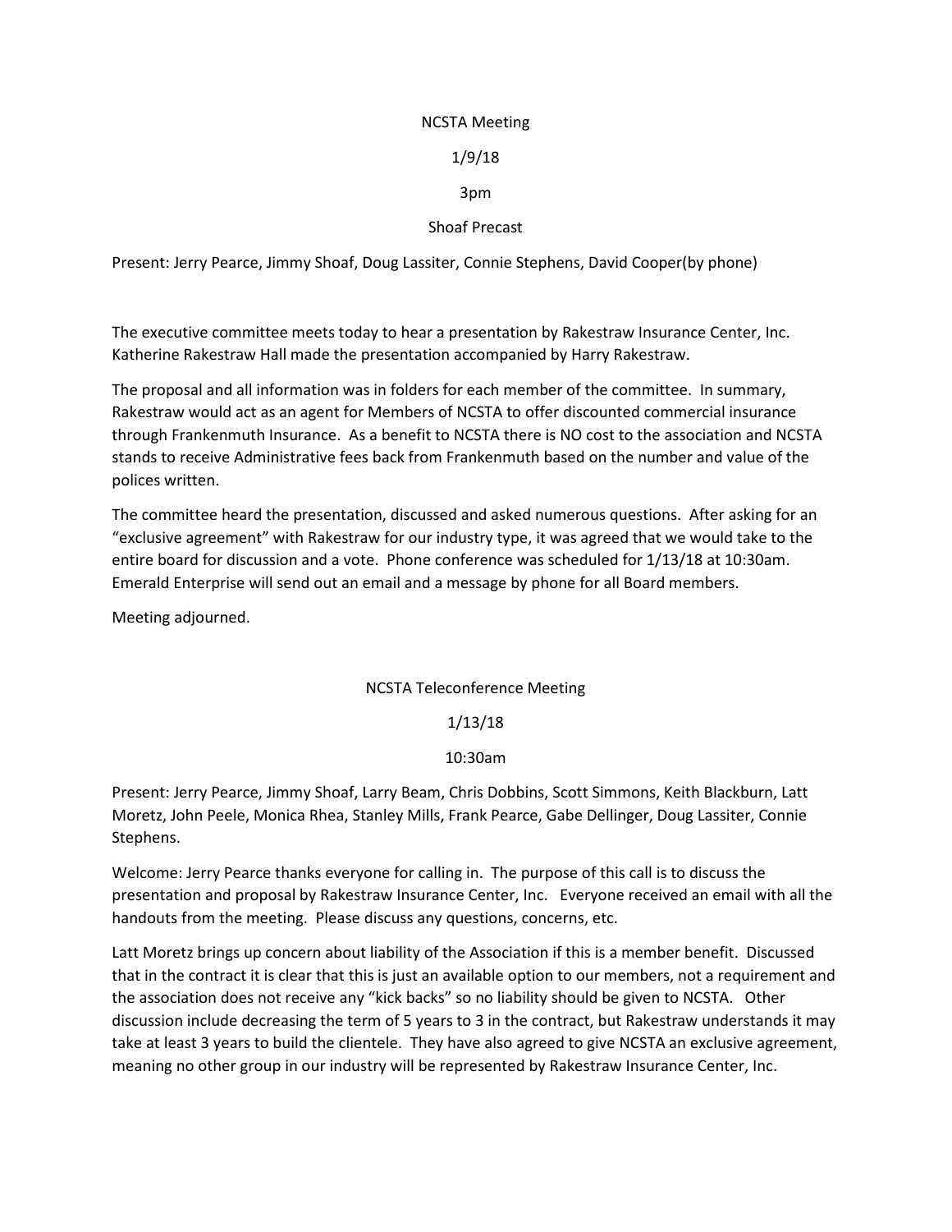NCSTA Meeting

1/9/18

3pm

Shoaf Precast

Present: Jerry Pearce, Jimmy Shoaf, Doug Lassiter, Connie Stephens, David Cooper(by phone)

The executive committee meets today to hear a presentation by Rakestraw Insurance Center, Inc. Katherine Rakestraw Hall made the presentation accompanied by Harry Rakestraw.

The proposal and all information was in folders for each member of the committee. In summary, Rakestraw would act as an agent for Members of NCSTA to offer discounted commercial insurance through Frankenmuth Insurance. As a benefit to NCSTA there is NO cost to the association and NCSTA stands to receive Administrative fees back from Frankenmuth based on the number and value of the polices written.

The committee heard the presentation, discussed and asked numerous questions. After asking for an "exclusive agreement" with Rakestraw for our industry type, it was agreed that we would take to the entire board for discussion and a vote. Phone conference was scheduled for 1/13/18 at 10:30am. Emerald Enterprise will send out an email and a message by phone for all Board members.

Meeting adjourned.

NCSTA Teleconference Meeting

1/13/18

10:30am

Present: Jerry Pearce, Jimmy Shoaf, Larry Beam, Chris Dobbins, Scott Simmons, Keith Blackburn, Latt Moretz, John Peele, Monica Rhea, Stanley Mills, Frank Pearce, Gabe Dellinger, Doug Lassiter, Connie Stephens.

Welcome: Jerry Pearce thanks everyone for calling in. The purpose of this call is to discuss the presentation and proposal by Rakestraw Insurance Center, Inc. Everyone received an email with all the handouts from the meeting. Please discuss any questions, concerns, etc.

Latt Moretz brings up concern about liability of the Association if this is a member benefit. Discussed that in the contract it is clear that this is just an available option to our members, not a requirement and the association does not receive any "kick backs" so no liability should be given to NCSTA. Other discussion include decreasing the term of 5 years to 3 in the contract, but Rakestraw understands it may take at least 3 years to build the clientele. They have also agreed to give NCSTA an exclusive agreement, meaning no other group in our industry will be represented by Rakestraw Insurance Center, Inc.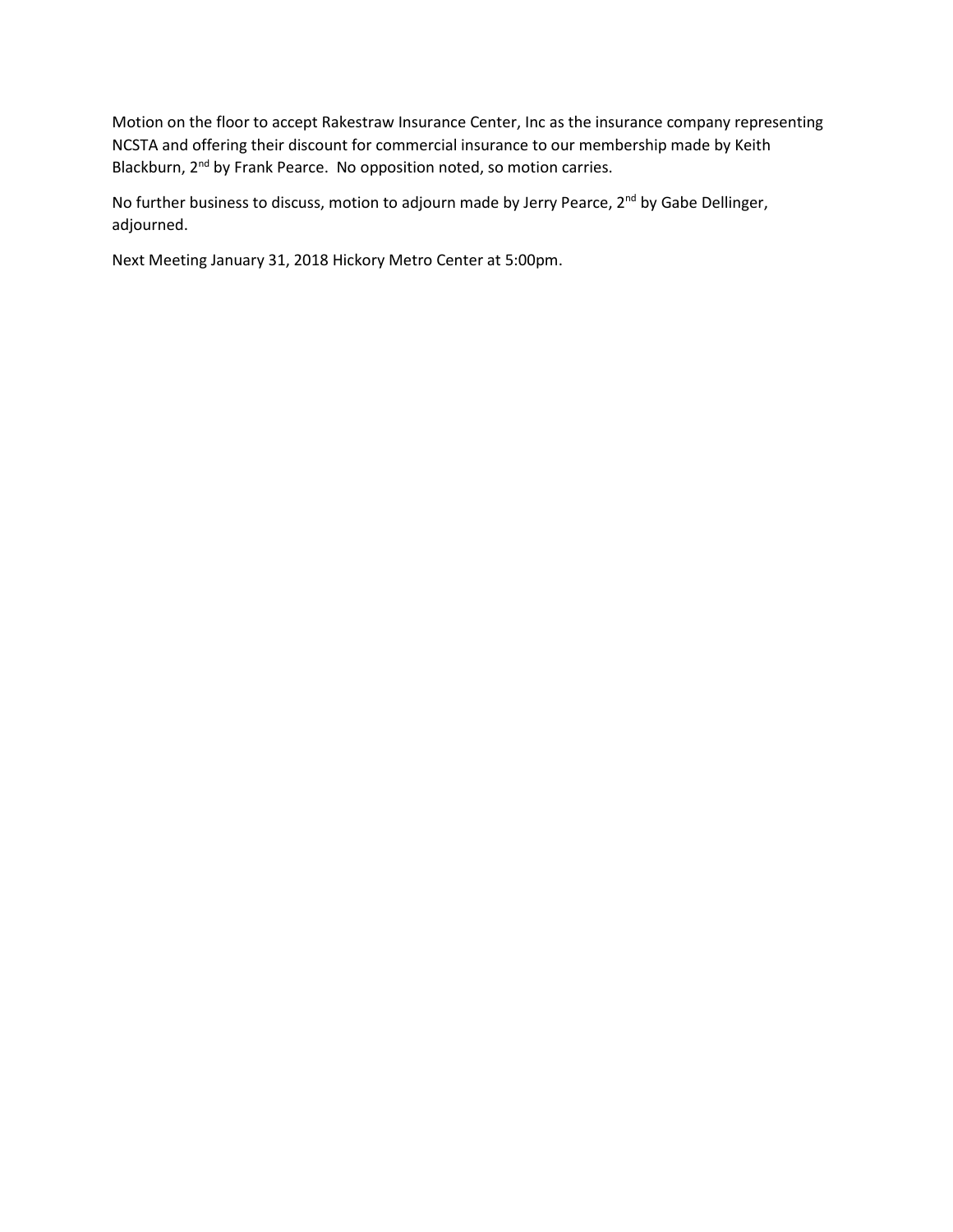Motion on the floor to accept Rakestraw Insurance Center, Inc as the insurance company representing NCSTA and offering their discount for commercial insurance to our membership made by Keith Blackburn, 2nd by Frank Pearce. No opposition noted, so motion carries.

No further business to discuss, motion to adjourn made by Jerry Pearce, 2nd by Gabe Dellinger, adjourned.

Next Meeting January 31, 2018 Hickory Metro Center at 5:00pm.